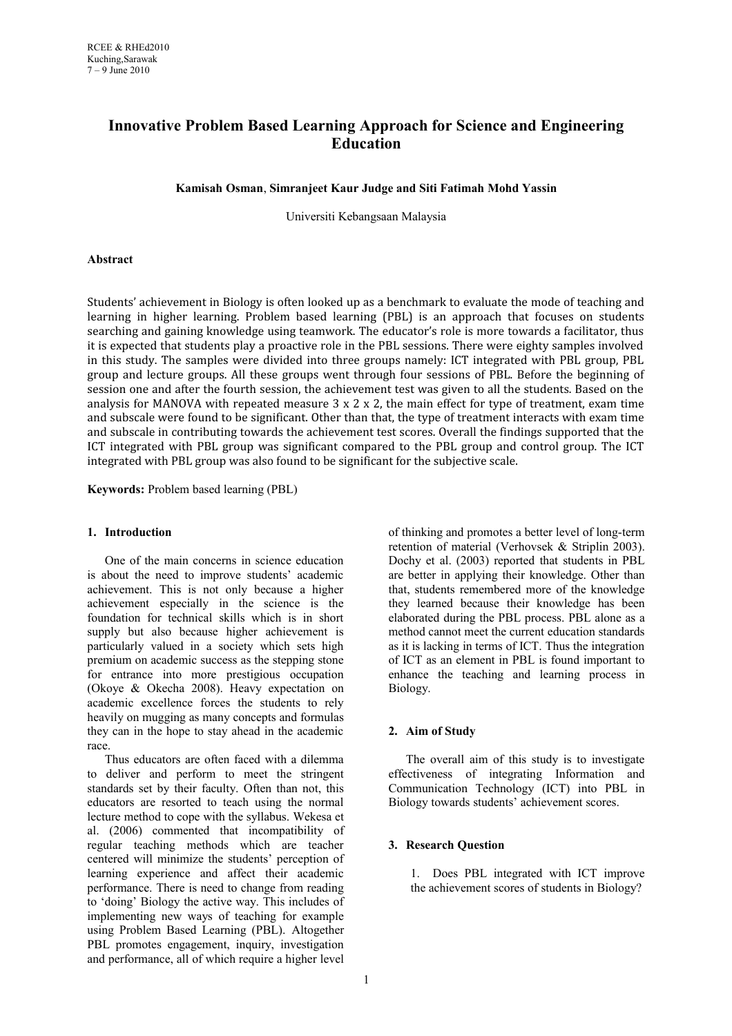# Innovative Problem Based Learning Approach for Science and Engineering Education

**Kamisah Osman**, **Simranjeet Kaur Judge and Siti Fatimah Mohd Yassin**

Universiti Kebangsaan Malaysia

**Abstract**

Students' achievement in Biology is often looked up as a benchmark to evaluate the mode of teaching and learning in higher learning. Problem based learning (PBL) is an approach that focuses on students searching and gaining knowledge using teamwork. The educator's role is more towards a facilitator, thus it is expected that students play a proactive role in the PBL sessions. There were eighty samples involved in this study. The samples were divided into three groups namely: ICT integrated with PBL group, PBL group and lecture groups. All these groups went through four sessions of PBL. Before the beginning of session one and after the fourth session, the achievement test was given to all the students. Based on the analysis for MANOVA with repeated measure 3 x 2 x 2, the main effect for type of treatment, exam time and subscale were found to be significant. Other than that, the type of treatment interacts with exam time and subscale in contributing towards the achievement test scores. Overall the findings supported that the ICT integrated with PBL group was significant compared to the PBL group and control group. The ICT integrated with PBL group was also found to be significant for the subjective scale.

**Keywords:** Problem based learning (PBL)

## 1. Introduction

One of the main concerns in science education is about the need to improve students' academic achievement. This is not only because a higher achievement especially in the science is the foundation for technical skills which is in short supply but also because higher achievement is particularly valued in a society which sets high premium on academic success as the stepping stone for entrance into more prestigious occupation (Okoye & Okecha 2008). Heavy expectation on academic excellence forces the students to rely heavily on mugging as many concepts and formulas they can in the hope to stay ahead in the academic race.

Thus educators are often faced with a dilemma to deliver and perform to meet the stringent standards set by their faculty. Often than not, this educators are resorted to teach using the normal lecture method to cope with the syllabus. Wekesa et al. (2006) commented that incompatibility of regular teaching methods which are teacher centered will minimize the students' perception of learning experience and affect their academic performance. There is need to change from reading to 'doing' Biology the active way. This includes of implementing new ways of teaching for example using Problem Based Learning (PBL). Altogether PBL promotes engagement, inquiry, investigation and performance, all of which require a higher level of thinking and promotes a better level of long-term retention of material (Verhovsek & Striplin 2003). Dochy et al. (2003) reported that students in PBL are better in applying their knowledge. Other than that, students remembered more of the knowledge they learned because their knowledge has been elaborated during the PBL process. PBL alone as a method cannot meet the current education standards as it is lacking in terms of ICT. Thus the integration of ICT as an element in PBL is found important to enhance the teaching and learning process in Biology.

## 2. Aim of Study

The overall aim of this study is to investigate effectiveness of integrating Information and Communication Technology (ICT) into PBL in Biology towards students' achievement scores.

## 3. Research Question

1. Does PBL integrated with ICT improve the achievement scores of students in Biology?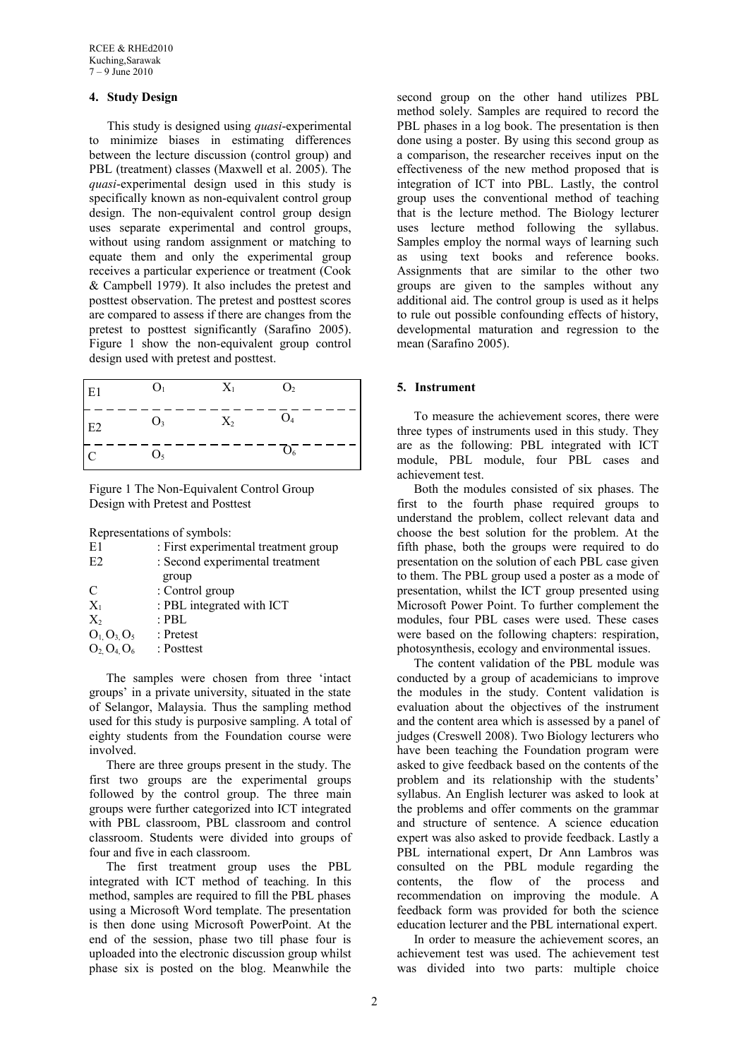## 4. Study Design

This study is designed using *quasi*-experimental to minimize biases in estimating differences between the lecture discussion (control group) and PBL (treatment) classes (Maxwell et al. 2005). The *quasi*-experimental design used in this study is specifically known as non-equivalent control group design. The non-equivalent control group design uses separate experimental and control groups, without using random assignment or matching to equate them and only the experimental group receives a particular experience or treatment (Cook & Campbell 1979). It also includes the pretest and posttest observation. The pretest and posttest scores are compared to assess if there are changes from the pretest to posttest significantly (Sarafino 2005). Figure 1 show the non-equivalent group control design used with pretest and posttest.

| | | | |
|---|---|---|---|
| E1 | $O_1$ | $X_1$ | $O_2$ |
| E2 | $O_3$ | $X_2$ | $O_4$ |
| C | $O_5$ | | $O_6$ |

Figure 1 The Non-Equivalent Control Group Design with Pretest and Posttest

Representations of symbols:

- E1 : First experimental treatment group
- E2 : Second experimental treatment group
- C : Control group
- $X_1$ : PBL integrated with ICT
- $X_2$ : PBL
- $O_1, O_3, O_5$ : Pretest
- $O_2, O_4, O_6$ : Posttest

The samples were chosen from three 'intact groups' in a private university, situated in the state of Selangor, Malaysia. Thus the sampling method used for this study is purposive sampling. A total of eighty students from the Foundation course were involved.

There are three groups present in the study. The first two groups are the experimental groups followed by the control group. The three main groups were further categorized into ICT integrated with PBL classroom, PBL classroom and control classroom. Students were divided into groups of four and five in each classroom.

The first treatment group uses the PBL integrated with ICT method of teaching. In this method, samples are required to fill the PBL phases using a Microsoft Word template. The presentation is then done using Microsoft PowerPoint. At the end of the session, phase two till phase four is uploaded into the electronic discussion group whilst phase six is posted on the blog. Meanwhile the second group on the other hand utilizes PBL method solely. Samples are required to record the PBL phases in a log book. The presentation is then done using a poster. By using this second group as a comparison, the researcher receives input on the effectiveness of the new method proposed that is integration of ICT into PBL. Lastly, the control group uses the conventional method of teaching that is the lecture method. The Biology lecturer uses lecture method following the syllabus. Samples employ the normal ways of learning such as using text books and reference books. Assignments that are similar to the other two groups are given to the samples without any additional aid. The control group is used as it helps to rule out possible confounding effects of history, developmental maturation and regression to the mean (Sarafino 2005).

## 5. Instrument

To measure the achievement scores, there were three types of instruments used in this study. They are as the following: PBL integrated with ICT module, PBL module, four PBL cases and achievement test.

Both the modules consisted of six phases. The first to the fourth phase required groups to understand the problem, collect relevant data and choose the best solution for the problem. At the fifth phase, both the groups were required to do presentation on the solution of each PBL case given to them. The PBL group used a poster as a mode of presentation, whilst the ICT group presented using Microsoft Power Point. To further complement the modules, four PBL cases were used. These cases were based on the following chapters: respiration, photosynthesis, ecology and environmental issues.

The content validation of the PBL module was conducted by a group of academicians to improve the modules in the study. Content validation is evaluation about the objectives of the instrument and the content area which is assessed by a panel of judges (Creswell 2008). Two Biology lecturers who have been teaching the Foundation program were asked to give feedback based on the contents of the problem and its relationship with the students' syllabus. An English lecturer was asked to look at the problems and offer comments on the grammar and structure of sentence. A science education expert was also asked to provide feedback. Lastly a PBL international expert, Dr Ann Lambros was consulted on the PBL module regarding the contents, the flow of the process and recommendation on improving the module. A feedback form was provided for both the science education lecturer and the PBL international expert.

In order to measure the achievement scores, an achievement test was used. The achievement test was divided into two parts: multiple choice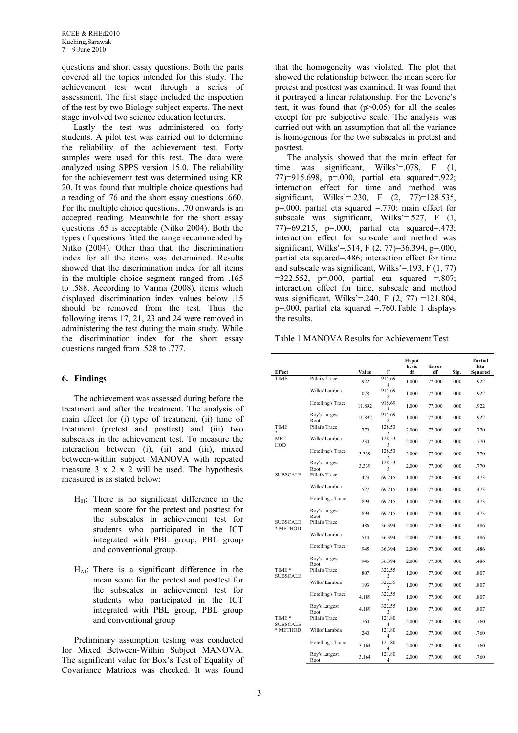questions and short essay questions. Both the parts covered all the topics intended for this study. The achievement test went through a series of assessment. The first stage included the inspection of the test by two Biology subject experts. The next stage involved two science education lecturers.

Lastly the test was administered on forty students. A pilot test was carried out to determine the reliability of the achievement test. Forty samples were used for this test. The data were analyzed using SPPS version 15.0. The reliability for the achievement test was determined using KR 20. It was found that multiple choice questions had a reading of .76 and the short essay questions .660. For the multiple choice questions, .70 onwards is an accepted reading. Meanwhile for the short essay questions .65 is acceptable (Nitko 2004). Both the types of questions fitted the range recommended by Nitko (2004). Other than that, the discrimination index for all the items was determined. Results showed that the discrimination index for all items in the multiple choice segment ranged from .165 to .588. According to Varma (2008), items which displayed discrimination index values below .15 should be removed from the test. Thus the following items 17, 21, 23 and 24 were removed in administering the test during the main study. While the discrimination index for the short essay questions ranged from .528 to .777.

## 6. Findings

The achievement was assessed during before the treatment and after the treatment. The analysis of main effect for (i) type of treatment, (ii) time of treatment (pretest and posttest) and (iii) two subscales in the achievement test. To measure the interaction between (i), (ii) and (iii), mixed between-within subject MANOVA with repeated measure 3 x 2 x 2 will be used. The hypothesis measured is as stated below:

- $H_{01}$: There is no significant difference in the mean score for the pretest and posttest for the subscales in achievement test for students who participated in the ICT integrated with PBL group, PBL group and conventional group.
- $H_{A1}$: There is a significant difference in the mean score for the pretest and posttest for the subscales in achievement test for students who participated in the ICT integrated with PBL group, PBL group and conventional group

Preliminary assumption testing was conducted for Mixed Between-Within Subject MANOVA. The significant value for Box's Test of Equality of Covariance Matrices was checked. It was found that the homogeneity was violated. The plot that showed the relationship between the mean score for pretest and posttest was examined. It was found that it portrayed a linear relationship. For the Levene's test, it was found that ($p>0.05$) for all the scales except for pre subjective scale. The analysis was carried out with an assumption that all the variance is homogenous for the two subscales in pretest and posttest.

The analysis showed that the main effect for time was significant, Wilks'=.078, $F(1, 77)=915.698$, $p=.000$, partial eta squared=.922; interaction effect for time and method was significant, Wilks'=.230, $F(2, 77)=128.535$, $p=.000$, partial eta squared =.770; main effect for subscale was significant, Wilks'=.527, $F(1, 77)=69.215$, $p=.000$, partial eta squared=.473; interaction effect for subscale and method was significant, Wilks'=.514, $F(2, 77)=36.394$, $p=.000$, partial eta squared=.486; interaction effect for time and subscale was significant, Wilks'=.193, $F(1, 77)=322.552$, $p=.000$, partial eta squared =.807; interaction effect for time, subscale and method was significant, Wilks'=.240, $F(2, 77)=121.804$, $p=.000$, partial eta squared =.760.Table 1 displays the results.

Table 1 MANOVA Results for Achievement Test

| Effect | | Value | F | Hypothesis df | Error df | Sig. | Partial Eta Squared |
|---|---|---|---|---|---|---|---|
| TIME | Pillai's Trace | .922 | 915.698 | 1.000 | 77.000 | .000 | .922 |
| | Wilks' Lambda | .078 | 915.698 | 1.000 | 77.000 | .000 | .922 |
| | Hotelling's Trace | 11.892 | 915.698 | 1.000 | 77.000 | .000 | .922 |
| | Roy's Largest Root | 11.892 | 915.698 | 1.000 | 77.000 | .000 | .922 |
| TIME * METHOD | Pillai's Trace | .770 | 128.535 | 2.000 | 77.000 | .000 | .770 |
| | Wilks' Lambda | .230 | 128.535 | 2.000 | 77.000 | .000 | .770 |
| | Hotelling's Trace | 3.339 | 128.535 | 2.000 | 77.000 | .000 | .770 |
| | Roy's Largest Root | 3.339 | 128.535 | 2.000 | 77.000 | .000 | .770 |
| SUBSCALE | Pillai's Trace | .473 | 69.215 | 1.000 | 77.000 | .000 | .473 |
| | Wilks' Lambda | .527 | 69.215 | 1.000 | 77.000 | .000 | .473 |
| | Hotelling's Trace | .899 | 69.215 | 1.000 | 77.000 | .000 | .473 |
| | Roy's Largest Root | .899 | 69.215 | 1.000 | 77.000 | .000 | .473 |
| SUBSCALE * METHOD | Pillai's Trace | .486 | 36.394 | 2.000 | 77.000 | .000 | .486 |
| | Wilks' Lambda | .514 | 36.394 | 2.000 | 77.000 | .000 | .486 |
| | Hotelling's Trace | .945 | 36.394 | 2.000 | 77.000 | .000 | .486 |
| | Roy's Largest Root | .945 | 36.394 | 2.000 | 77.000 | .000 | .486 |
| TIME * SUBSCALE | Pillai's Trace | .807 | 322.552 | 1.000 | 77.000 | .000 | .807 |
| | Wilks' Lambda | .193 | 322.552 | 1.000 | 77.000 | .000 | .807 |
| | Hotelling's Trace | 4.189 | 322.552 | 1.000 | 77.000 | .000 | .807 |
| | Roy's Largest Root | 4.189 | 322.552 | 1.000 | 77.000 | .000 | .807 |
| TIME * SUBSCALE * METHOD | Pillai's Trace | .760 | 121.804 | 2.000 | 77.000 | .000 | .760 |
| | Wilks' Lambda | .240 | 121.804 | 2.000 | 77.000 | .000 | .760 |
| | Hotelling's Trace | 3.164 | 121.804 | 2.000 | 77.000 | .000 | .760 |
| | Roy's Largest Root | 3.164 | 121.804 | 2.000 | 77.000 | .000 | .760 |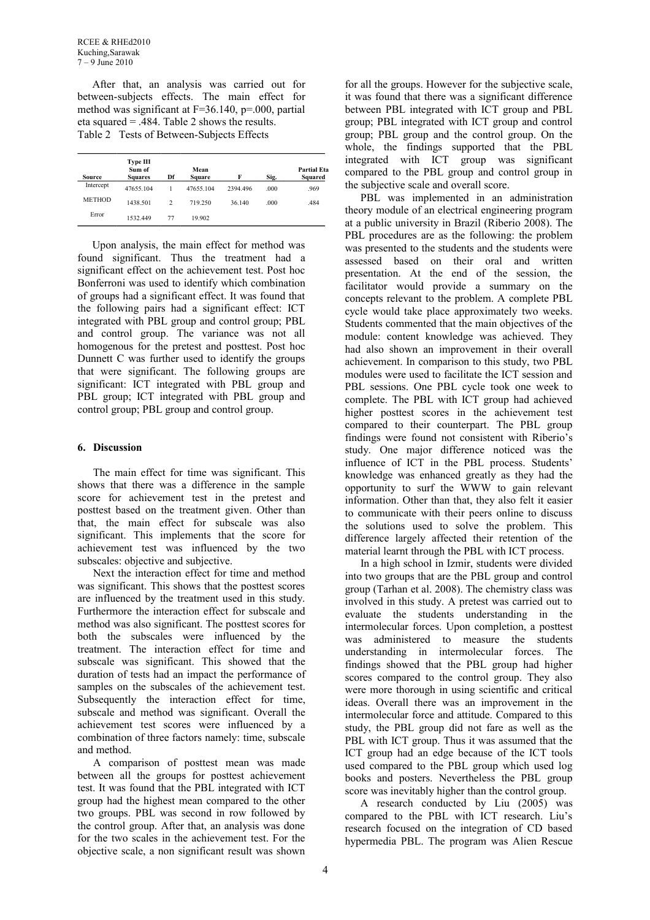After that, an analysis was carried out for between-subjects effects. The main effect for method was significant at $F=36.140$, $p=.000$, partial eta squared = .484. Table 2 shows the results.

Table 2 Tests of Between-Subjects Effects

| Source | Type III Sum of Squares | Df | Mean Square | F | Sig. | Partial Eta Squared |
|---|---|---|---|---|---|---|
| Intercept | 47655.104 | 1 | 47655.104 | 2394.496 | .000 | .969 |
| METHOD | 1438.501 | 2 | 719.250 | 36.140 | .000 | .484 |
| Error | 1532.449 | 77 | 19.902 | | | |

Upon analysis, the main effect for method was found significant. Thus the treatment had a significant effect on the achievement test. Post hoc Bonferroni was used to identify which combination of groups had a significant effect. It was found that the following pairs had a significant effect: ICT integrated with PBL group and control group; PBL and control group. The variance was not all homogenous for the pretest and posttest. Post hoc Dunnett C was further used to identify the groups that were significant. The following groups are significant: ICT integrated with PBL group and PBL group; ICT integrated with PBL group and control group; PBL group and control group.

## 6. Discussion

The main effect for time was significant. This shows that there was a difference in the sample score for achievement test in the pretest and posttest based on the treatment given. Other than that, the main effect for subscale was also significant. This implements that the score for achievement test was influenced by the two subscales: objective and subjective.

Next the interaction effect for time and method was significant. This shows that the posttest scores are influenced by the treatment used in this study. Furthermore the interaction effect for subscale and method was also significant. The posttest scores for both the subscales were influenced by the treatment. The interaction effect for time and subscale was significant. This showed that the duration of tests had an impact the performance of samples on the subscales of the achievement test. Subsequently the interaction effect for time, subscale and method was significant. Overall the achievement test scores were influenced by a combination of three factors namely: time, subscale and method.

A comparison of posttest mean was made between all the groups for posttest achievement test. It was found that the PBL integrated with ICT group had the highest mean compared to the other two groups. PBL was second in row followed by the control group. After that, an analysis was done for the two scales in the achievement test. For the objective scale, a non significant result was shown for all the groups. However for the subjective scale, it was found that there was a significant difference between PBL integrated with ICT group and PBL group; PBL integrated with ICT group and control group; PBL group and the control group. On the whole, the findings supported that the PBL integrated with ICT group was significant compared to the PBL group and control group in the subjective scale and overall score.

PBL was implemented in an administration theory module of an electrical engineering program at a public university in Brazil (Riberio 2008). The PBL procedures are as the following: the problem was presented to the students and the students were assessed based on their oral and written presentation. At the end of the session, the facilitator would provide a summary on the concepts relevant to the problem. A complete PBL cycle would take place approximately two weeks. Students commented that the main objectives of the module: content knowledge was achieved. They had also shown an improvement in their overall achievement. In comparison to this study, two PBL modules were used to facilitate the ICT session and PBL sessions. One PBL cycle took one week to complete. The PBL with ICT group had achieved higher posttest scores in the achievement test compared to their counterpart. The PBL group findings were found not consistent with Riberio's study. One major difference noticed was the influence of ICT in the PBL process. Students' knowledge was enhanced greatly as they had the opportunity to surf the WWW to gain relevant information. Other than that, they also felt it easier to communicate with their peers online to discuss the solutions used to solve the problem. This difference largely affected their retention of the material learnt through the PBL with ICT process.

In a high school in Izmir, students were divided into two groups that are the PBL group and control group (Tarhan et al. 2008). The chemistry class was involved in this study. A pretest was carried out to evaluate the students understanding in the intermolecular forces. Upon completion, a posttest was administered to measure the students understanding in intermolecular forces. The findings showed that the PBL group had higher scores compared to the control group. They also were more thorough in using scientific and critical ideas. Overall there was an improvement in the intermolecular force and attitude. Compared to this study, the PBL group did not fare as well as the PBL with ICT group. Thus it was assumed that the ICT group had an edge because of the ICT tools used compared to the PBL group which used log books and posters. Nevertheless the PBL group score was inevitably higher than the control group.

A research conducted by Liu (2005) was compared to the PBL with ICT research. Liu's research focused on the integration of CD based hypermedia PBL. The program was Alien Rescue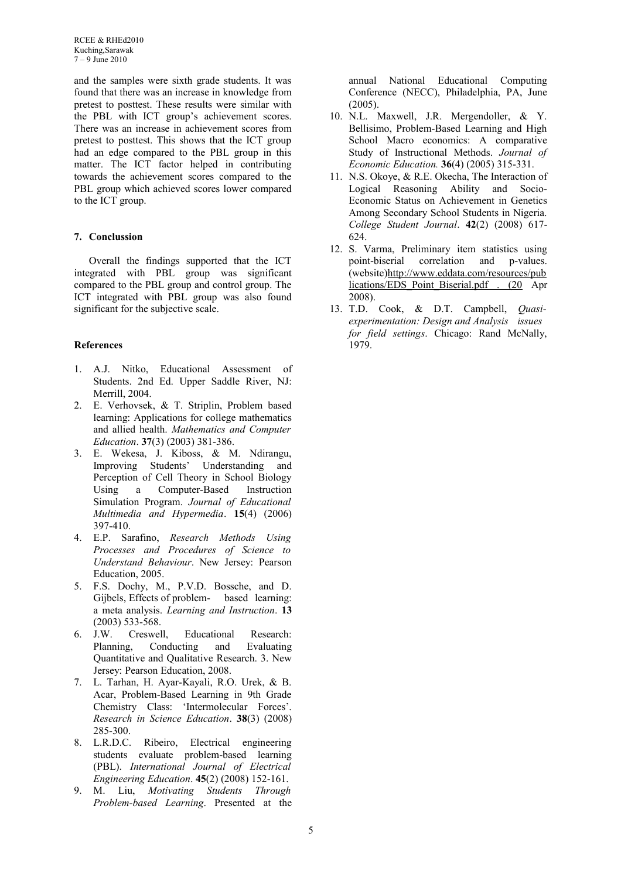and the samples were sixth grade students. It was found that there was an increase in knowledge from pretest to posttest. These results were similar with the PBL with ICT group's achievement scores. There was an increase in achievement scores from pretest to posttest. This shows that the ICT group had an edge compared to the PBL group in this matter. The ICT factor helped in contributing towards the achievement scores compared to the PBL group which achieved scores lower compared to the ICT group.

## 7. Conclussion

Overall the findings supported that the ICT integrated with PBL group was significant compared to the PBL group and control group. The ICT integrated with PBL group was also found significant for the subjective scale.

## References

1. A.J. Nitko, Educational Assessment of Students. 2nd Ed. Upper Saddle River, NJ: Merrill, 2004.
2. E. Verhovsek, & T. Striplin, Problem based learning: Applications for college mathematics and allied health. *Mathematics and Computer Education*. **37**(3) (2003) 381-386.
3. E. Wekesa, J. Kiboss, & M. Ndirangu, Improving Students' Understanding and Perception of Cell Theory in School Biology Using a Computer-Based Instruction Simulation Program. *Journal of Educational Multimedia and Hypermedia*. **15**(4) (2006) 397-410.
4. E.P. Sarafino, *Research Methods Using Processes and Procedures of Science to Understand Behaviour*. New Jersey: Pearson Education, 2005.
5. F.S. Dochy, M., P.V.D. Bossche, and D. Gijbels, Effects of problem- based learning: a meta analysis. *Learning and Instruction*. **13** (2003) 533-568.
6. J.W. Creswell, Educational Research: Planning, Conducting and Evaluating Quantitative and Qualitative Research. 3. New Jersey: Pearson Education, 2008.
7. L. Tarhan, H. Ayar-Kayali, R.O. Urek, & B. Acar, Problem-Based Learning in 9th Grade Chemistry Class: 'Intermolecular Forces'. *Research in Science Education*. **38**(3) (2008) 285-300.
8. L.R.D.C. Ribeiro, Electrical engineering students evaluate problem-based learning (PBL). *International Journal of Electrical Engineering Education*. **45**(2) (2008) 152-161.
9. M. Liu, *Motivating Students Through Problem-based Learning*. Presented at the annual National Educational Computing Conference (NECC), Philadelphia, PA, June (2005).
10. N.L. Maxwell, J.R. Mergendoller, & Y. Bellisimo, Problem-Based Learning and High School Macro economics: A comparative Study of Instructional Methods. *Journal of Economic Education.* **36**(4) (2005) 315-331.
11. N.S. Okoye, & R.E. Okecha, The Interaction of Logical Reasoning Ability and Socio-Economic Status on Achievement in Genetics Among Secondary School Students in Nigeria. *College Student Journal*. **42**(2) (2008) 617-624.
12. S. Varma, Preliminary item statistics using point-biserial correlation and p-values. (website)http://www.eddata.com/resources/publications/EDS_Point_Biserial.pdf . (20 Apr 2008).
13. T.D. Cook, & D.T. Campbell, *Quasi-experimentation: Design and Analysis issues for field settings*. Chicago: Rand McNally, 1979.